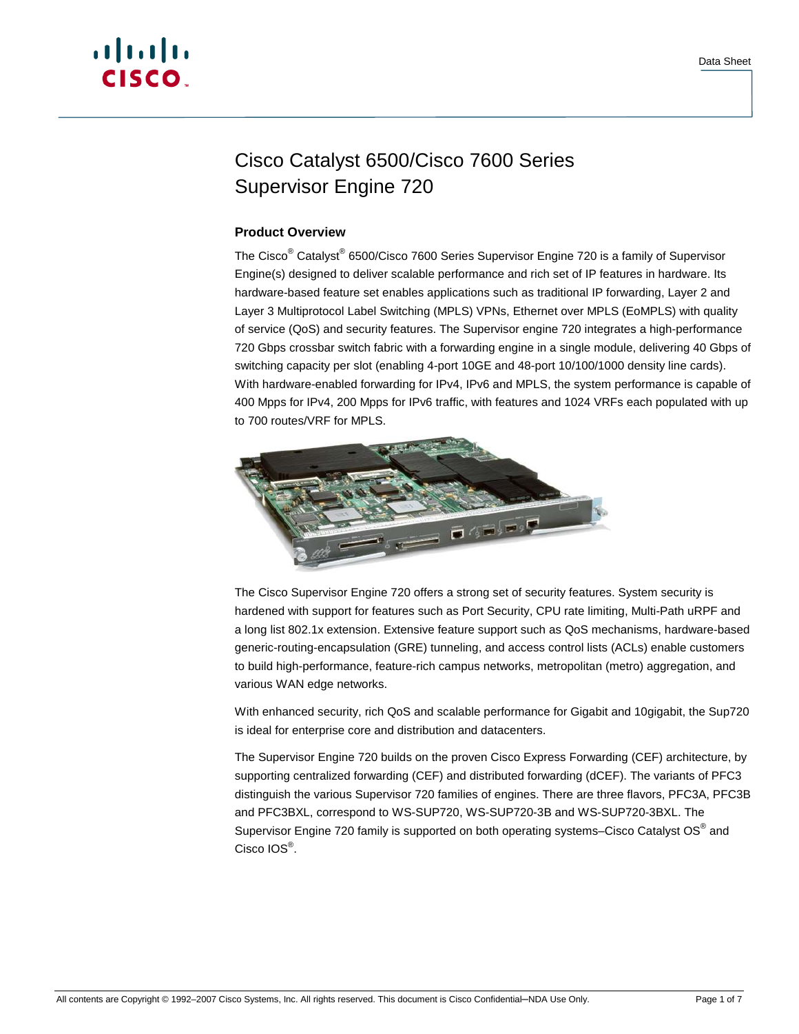# Cisco Catalyst 6500/Cisco 7600 Series Supervisor Engine 720

## Product Overview

The Cisco® Catalyst® 6500/Cisco 7600 Series Supervisor Engine 720 is a family of Supervisor Engine(s) designed to deliver scalable performance and rich set of IP features in hardware. Its hardware-based feature set enables applications such as traditional IP forwarding, Layer 2 and Layer 3 Multiprotocol Label Switching (MPLS) VPNs, Ethernet over MPLS (EoMPLS) with quality of service (QoS) and security features. The Supervisor engine 720 integrates a high-performance 720 Gbps crossbar switch fabric with a forwarding engine in a single module, delivering 40 Gbps of switching capacity per slot (enabling 4-port 10GE and 48-port 10/100/1000 density line cards). With hardware-enabled forwarding for IPv4, IPv6 and MPLS, the system performance is capable of 400 Mpps for IPv4, 200 Mpps for IPv6 traffic, with features and 1024 VRFs each populated with up to 700 routes/VRF for MPLS.

The Cisco Supervisor Engine 720 offers a strong set of security features. System security is hardened with support for features such as Port Security, CPU rate limiting, Multi-Path uRPF and a long list 802.1x extension. Extensive feature support such as QoS mechanisms, hardware-based generic-routing-encapsulation (GRE) tunneling, and access control lists (ACLs) enable customers to build high-performance, feature-rich campus networks, metropolitan (metro) aggregation, and various WAN edge networks.

With enhanced security, rich QoS and scalable performance for Gigabit and 10gigabit, the Sup720 is ideal for enterprise core and distribution and datacenters.

The Supervisor Engine 720 builds on the proven Cisco Express Forwarding (CEF) architecture, by supporting centralized forwarding (CEF) and distributed forwarding (dCEF). The variants of PFC3 distinguish the various Supervisor 720 families of engines. There are three flavors, PFC3A, PFC3B and PFC3BXL, correspond to WS-SUP720, WS-SUP720-3B and WS-SUP720-3BXL. The Supervisor Engine 720 family is supported on both operating systems–Cisco Catalyst OS® and Cisco IOS®.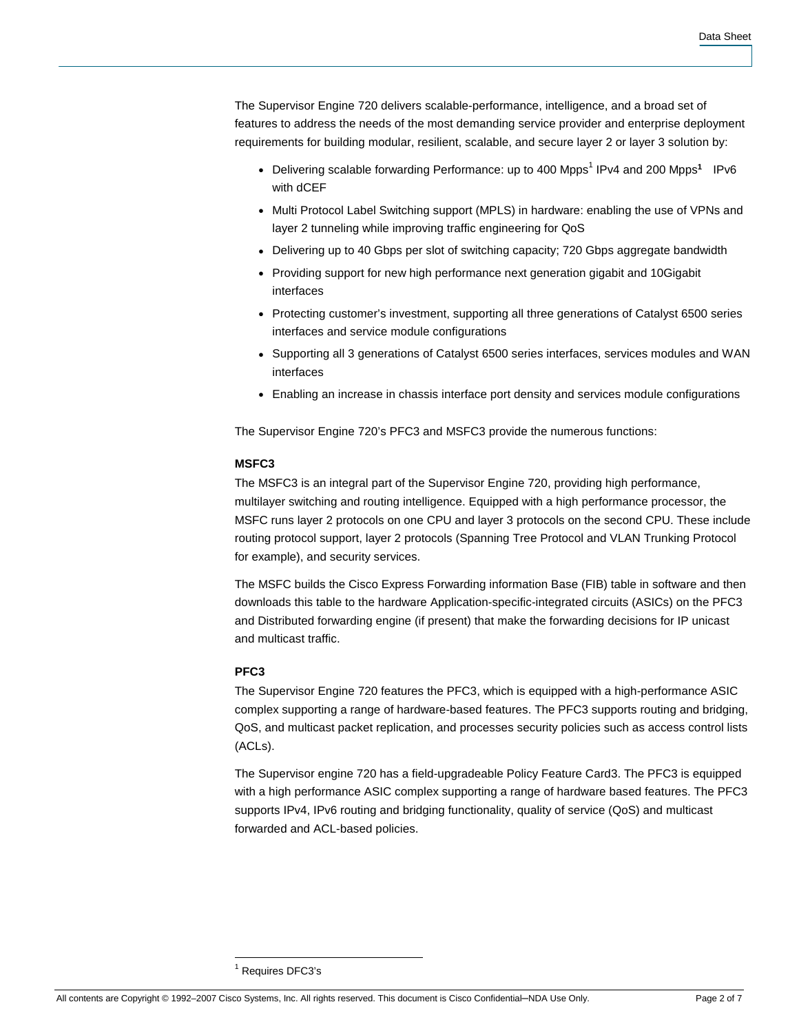The Supervisor Engine 720 delivers scalable-performance, intelligence, and a broad set of features to address the needs of the most demanding service provider and enterprise deployment requirements for building modular, resilient, scalable, and secure layer 2 or layer 3 solution by:

- Delivering scalable forwarding Performance: up to 400 Mpps[1] IPv4 and 200 Mpps[1] IPv6 with dCEF
- Multi Protocol Label Switching support (MPLS) in hardware: enabling the use of VPNs and layer 2 tunneling while improving traffic engineering for QoS
- Delivering up to 40 Gbps per slot of switching capacity; 720 Gbps aggregate bandwidth
- Providing support for new high performance next generation gigabit and 10Gigabit interfaces
- Protecting customer's investment, supporting all three generations of Catalyst 6500 series interfaces and service module configurations
- Supporting all 3 generations of Catalyst 6500 series interfaces, services modules and WAN interfaces
- Enabling an increase in chassis interface port density and services module configurations

The Supervisor Engine 720's PFC3 and MSFC3 provide the numerous functions:

**MSFC3**

The MSFC3 is an integral part of the Supervisor Engine 720, providing high performance, multilayer switching and routing intelligence. Equipped with a high performance processor, the MSFC runs layer 2 protocols on one CPU and layer 3 protocols on the second CPU. These include routing protocol support, layer 2 protocols (Spanning Tree Protocol and VLAN Trunking Protocol for example), and security services.

The MSFC builds the Cisco Express Forwarding information Base (FIB) table in software and then downloads this table to the hardware Application-specific-integrated circuits (ASICs) on the PFC3 and Distributed forwarding engine (if present) that make the forwarding decisions for IP unicast and multicast traffic.

**PFC3**

The Supervisor Engine 720 features the PFC3, which is equipped with a high-performance ASIC complex supporting a range of hardware-based features. The PFC3 supports routing and bridging, QoS, and multicast packet replication, and processes security policies such as access control lists (ACLs).

The Supervisor engine 720 has a field-upgradeable Policy Feature Card3. The PFC3 is equipped with a high performance ASIC complex supporting a range of hardware based features. The PFC3 supports IPv4, IPv6 routing and bridging functionality, quality of service (QoS) and multicast forwarded and ACL-based policies.

[1] Requires DFC3's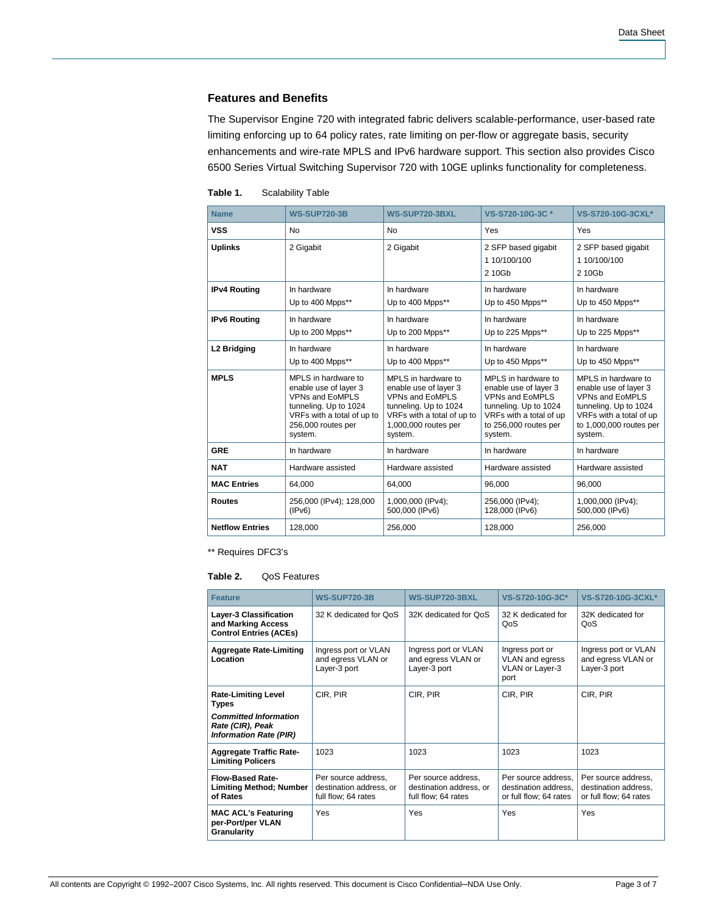## Features and Benefits

The Supervisor Engine 720 with integrated fabric delivers scalable-performance, user-based rate limiting enforcing up to 64 policy rates, rate limiting on per-flow or aggregate basis, security enhancements and wire-rate MPLS and IPv6 hardware support. This section also provides Cisco 6500 Series Virtual Switching Supervisor 720 with 10GE uplinks functionality for completeness.

**Table 1.** Scalability Table

| Name | WS-SUP720-3B | WS-SUP720-3BXL | VS-S720-10G-3C * | VS-S720-10G-3CXL* |
|---|---|---|---|---|
| **VSS** | No | No | Yes | Yes |
| **Uplinks** | 2 Gigabit | 2 Gigabit | 2 SFP based gigabit<br>1 10/100/100<br>2 10Gb | 2 SFP based gigabit<br>1 10/100/100<br>2 10Gb |
| **IPv4 Routing** | In hardware<br>Up to 400 Mpps** | In hardware<br>Up to 400 Mpps** | In hardware<br>Up to 450 Mpps** | In hardware<br>Up to 450 Mpps** |
| **IPv6 Routing** | In hardware<br>Up to 200 Mpps** | In hardware<br>Up to 200 Mpps** | In hardware<br>Up to 225 Mpps** | In hardware<br>Up to 225 Mpps** |
| **L2 Bridging** | In hardware<br>Up to 400 Mpps** | In hardware<br>Up to 400 Mpps** | In hardware<br>Up to 450 Mpps** | In hardware<br>Up to 450 Mpps** |
| **MPLS** | MPLS in hardware to enable use of layer 3 VPNs and EoMPLS tunneling. Up to 1024 VRFs with a total of up to 256,000 routes per system. | MPLS in hardware to enable use of layer 3 VPNs and EoMPLS tunneling. Up to 1024 VRFs with a total of up to 1,000,000 routes per system. | MPLS in hardware to enable use of layer 3 VPNs and EoMPLS tunneling. Up to 1024 VRFs with a total of up to 256,000 routes per system. | MPLS in hardware to enable use of layer 3 VPNs and EoMPLS tunneling. Up to 1024 VRFs with a total of up to 1,000,000 routes per system. |
| **GRE** | In hardware | In hardware | In hardware | In hardware |
| **NAT** | Hardware assisted | Hardware assisted | Hardware assisted | Hardware assisted |
| **MAC Entries** | 64,000 | 64,000 | 96,000 | 96,000 |
| **Routes** | 256,000 (IPv4); 128,000 (IPv6) | 1,000,000 (IPv4); 500,000 (IPv6) | 256,000 (IPv4); 128,000 (IPv6) | 1,000,000 (IPv4); 500,000 (IPv6) |
| **Netflow Entries** | 128,000 | 256,000 | 128,000 | 256,000 |

** Requires DFC3's

**Table 2.** QoS Features

| Feature | WS-SUP720-3B | WS-SUP720-3BXL | VS-S720-10G-3C* | VS-S720-10G-3CXL* |
|---|---|---|---|---|
| **Layer-3 Classification and Marking Access Control Entries (ACEs)** | 32 K dedicated for QoS | 32K dedicated for QoS | 32 K dedicated for QoS | 32K dedicated for QoS |
| **Aggregate Rate-Limiting Location** | Ingress port or VLAN and egress VLAN or Layer-3 port | Ingress port or VLAN and egress VLAN or Layer-3 port | Ingress port or VLAN and egress VLAN or Layer-3 port | Ingress port or VLAN and egress VLAN or Layer-3 port |
| **Rate-Limiting Level Types**<br>***Committed Information Rate (CIR), Peak Information Rate (PIR)*** | CIR, PIR | CIR, PIR | CIR, PIR | CIR, PIR |
| **Aggregate Traffic Rate-Limiting Policers** | 1023 | 1023 | 1023 | 1023 |
| **Flow-Based Rate-Limiting Method; Number of Rates** | Per source address, destination address, or full flow; 64 rates | Per source address, destination address, or full flow; 64 rates | Per source address, destination address, or full flow; 64 rates | Per source address, destination address, or full flow; 64 rates |
| **MAC ACL's Featuring per-Port/per VLAN Granularity** | Yes | Yes | Yes | Yes |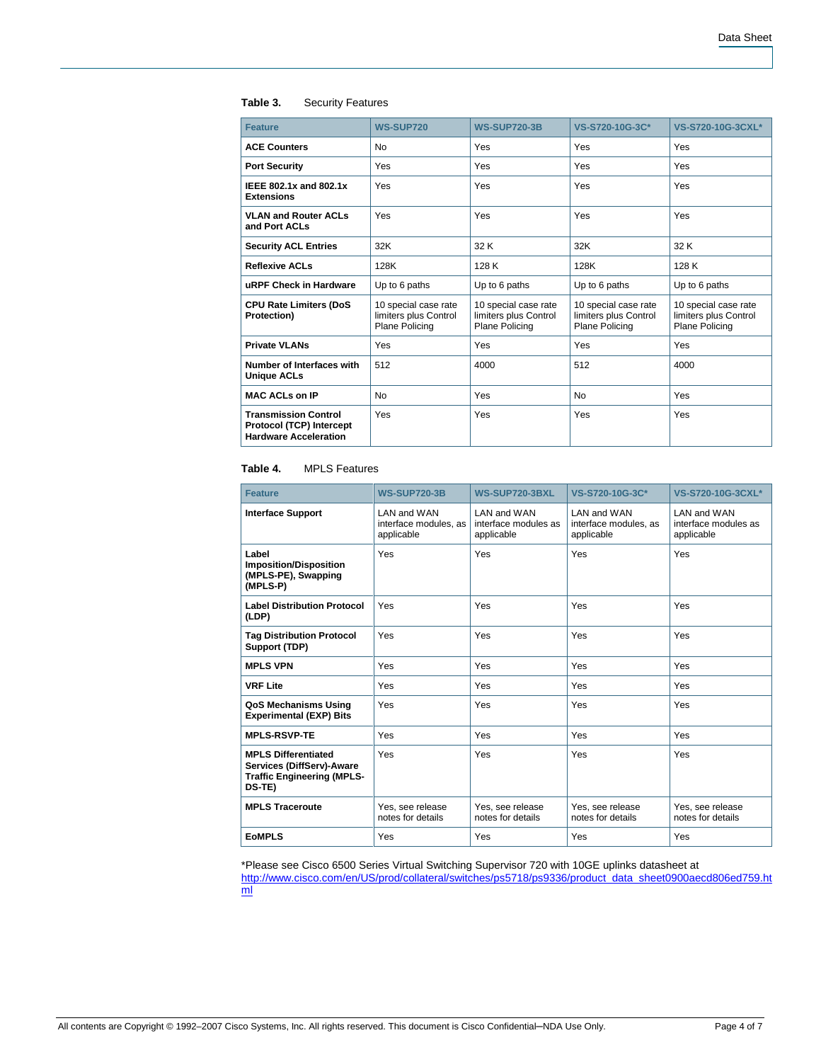**Table 3.** Security Features

| Feature | WS-SUP720 | WS-SUP720-3B | VS-S720-10G-3C* | VS-S720-10G-3CXL* |
|---|---|---|---|---|
| **ACE Counters** | No | Yes | Yes | Yes |
| **Port Security** | Yes | Yes | Yes | Yes |
| **IEEE 802.1x and 802.1x Extensions** | Yes | Yes | Yes | Yes |
| **VLAN and Router ACLs and Port ACLs** | Yes | Yes | Yes | Yes |
| **Security ACL Entries** | 32K | 32 K | 32K | 32 K |
| **Reflexive ACLs** | 128K | 128 K | 128K | 128 K |
| **uRPF Check in Hardware** | Up to 6 paths | Up to 6 paths | Up to 6 paths | Up to 6 paths |
| **CPU Rate Limiters (DoS Protection)** | 10 special case rate limiters plus Control Plane Policing | 10 special case rate limiters plus Control Plane Policing | 10 special case rate limiters plus Control Plane Policing | 10 special case rate limiters plus Control Plane Policing |
| **Private VLANs** | Yes | Yes | Yes | Yes |
| **Number of Interfaces with Unique ACLs** | 512 | 4000 | 512 | 4000 |
| **MAC ACLs on IP** | No | Yes | No | Yes |
| **Transmission Control Protocol (TCP) Intercept Hardware Acceleration** | Yes | Yes | Yes | Yes |

**Table 4.** MPLS Features

| Feature | WS-SUP720-3B | WS-SUP720-3BXL | VS-S720-10G-3C* | VS-S720-10G-3CXL* |
|---|---|---|---|---|
| **Interface Support** | LAN and WAN interface modules, as applicable | LAN and WAN interface modules as applicable | LAN and WAN interface modules, as applicable | LAN and WAN interface modules as applicable |
| **Label Imposition/Disposition (MPLS-PE), Swapping (MPLS-P)** | Yes | Yes | Yes | Yes |
| **Label Distribution Protocol (LDP)** | Yes | Yes | Yes | Yes |
| **Tag Distribution Protocol Support (TDP)** | Yes | Yes | Yes | Yes |
| **MPLS VPN** | Yes | Yes | Yes | Yes |
| **VRF Lite** | Yes | Yes | Yes | Yes |
| **QoS Mechanisms Using Experimental (EXP) Bits** | Yes | Yes | Yes | Yes |
| **MPLS-RSVP-TE** | Yes | Yes | Yes | Yes |
| **MPLS Differentiated Services (DiffServ)-Aware Traffic Engineering (MPLS-DS-TE)** | Yes | Yes | Yes | Yes |
| **MPLS Traceroute** | Yes, see release notes for details | Yes, see release notes for details | Yes, see release notes for details | Yes, see release notes for details |
| **EoMPLS** | Yes | Yes | Yes | Yes |

*Please see Cisco 6500 Series Virtual Switching Supervisor 720 with 10GE uplinks datasheet at http://www.cisco.com/en/US/prod/collateral/switches/ps5718/ps9336/product_data_sheet0900aecd806ed759.html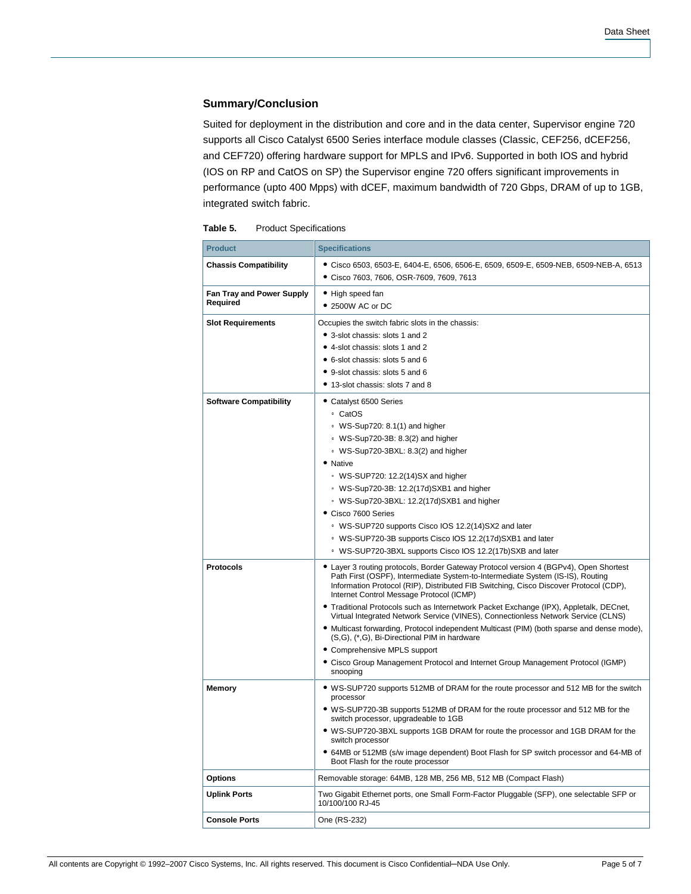## Summary/Conclusion

Suited for deployment in the distribution and core and in the data center, Supervisor engine 720 supports all Cisco Catalyst 6500 Series interface module classes (Classic, CEF256, dCEF256, and CEF720) offering hardware support for MPLS and IPv6. Supported in both IOS and hybrid (IOS on RP and CatOS on SP) the Supervisor engine 720 offers significant improvements in performance (upto 400 Mpps) with dCEF, maximum bandwidth of 720 Gbps, DRAM of up to 1GB, integrated switch fabric.

**Table 5.** Product Specifications

| Product | Specifications |
|---|---|
| **Chassis Compatibility** | • Cisco 6503, 6503-E, 6404-E, 6506, 6506-E, 6509, 6509-E, 6509-NEB, 6509-NEB-A, 6513<br>• Cisco 7603, 7606, OSR-7609, 7609, 7613 |
| **Fan Tray and Power Supply Required** | • High speed fan<br>• 2500W AC or DC |
| **Slot Requirements** | Occupies the switch fabric slots in the chassis:<br>• 3-slot chassis: slots 1 and 2<br>• 4-slot chassis: slots 1 and 2<br>• 6-slot chassis: slots 5 and 6<br>• 9-slot chassis: slots 5 and 6<br>• 13-slot chassis: slots 7 and 8 |
| **Software Compatibility** | • Catalyst 6500 Series<br>◦ CatOS<br>◦ WS-Sup720: 8.1(1) and higher<br>◦ WS-Sup720-3B: 8.3(2) and higher<br>◦ WS-Sup720-3BXL: 8.3(2) and higher<br>• Native<br>◦ WS-SUP720: 12.2(14)SX and higher<br>◦ WS-Sup720-3B: 12.2(17d)SXB1 and higher<br>◦ WS-Sup720-3BXL: 12.2(17d)SXB1 and higher<br>• Cisco 7600 Series<br>◦ WS-SUP720 supports Cisco IOS 12.2(14)SX2 and later<br>◦ WS-SUP720-3B supports Cisco IOS 12.2(17d)SXB1 and later<br>◦ WS-SUP720-3BXL supports Cisco IOS 12.2(17b)SXB and later |
| **Protocols** | • Layer 3 routing protocols, Border Gateway Protocol version 4 (BGPv4), Open Shortest Path First (OSPF), Intermediate System-to-Intermediate System (IS-IS), Routing Information Protocol (RIP), Distributed FIB Switching, Cisco Discover Protocol (CDP), Internet Control Message Protocol (ICMP)<br>• Traditional Protocols such as Internetwork Packet Exchange (IPX), Appletalk, DECnet, Virtual Integrated Network Service (VINES), Connectionless Network Service (CLNS)<br>• Multicast forwarding, Protocol independent Multicast (PIM) (both sparse and dense mode), (S,G), (*,G), Bi-Directional PIM in hardware<br>• Comprehensive MPLS support<br>• Cisco Group Management Protocol and Internet Group Management Protocol (IGMP) snooping |
| **Memory** | • WS-SUP720 supports 512MB of DRAM for the route processor and 512 MB for the switch processor<br>• WS-SUP720-3B supports 512MB of DRAM for the route processor and 512 MB for the switch processor, upgradeable to 1GB<br>• WS-SUP720-3BXL supports 1GB DRAM for route the processor and 1GB DRAM for the switch processor<br>• 64MB or 512MB (s/w image dependent) Boot Flash for SP switch processor and 64-MB of Boot Flash for the route processor |
| **Options** | Removable storage: 64MB, 128 MB, 256 MB, 512 MB (Compact Flash) |
| **Uplink Ports** | Two Gigabit Ethernet ports, one Small Form-Factor Pluggable (SFP), one selectable SFP or 10/100/100 RJ-45 |
| **Console Ports** | One (RS-232) |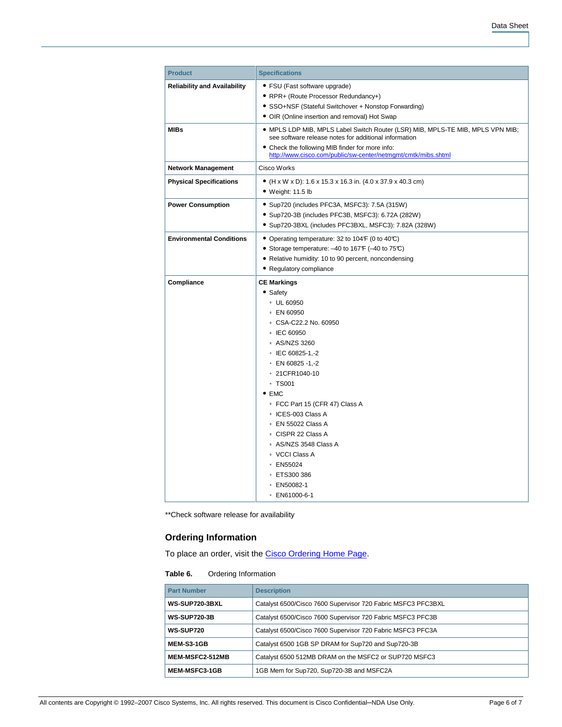| Product | Specifications |
| --- | --- |
| **Reliability and Availability** | • FSU (Fast software upgrade)<br>• RPR+ (Route Processor Redundancy+)<br>• SSO+NSF (Stateful Switchover + Nonstop Forwarding)<br>• OIR (Online insertion and removal) Hot Swap |
| **MIBs** | • MPLS LDP MIB, MPLS Label Switch Router (LSR) MIB, MPLS-TE MIB, MPLS VPN MIB; see software release notes for additional information<br>• Check the following MIB finder for more info: http://www.cisco.com/public/sw-center/netmgmt/cmtk/mibs.shtml |
| **Network Management** | Cisco Works |
| **Physical Specifications** | • (H x W x D): 1.6 x 15.3 x 16.3 in. (4.0 x 37.9 x 40.3 cm)<br>• Weight: 11.5 lb |
| **Power Consumption** | • Sup720 (includes PFC3A, MSFC3): 7.5A (315W)<br>• Sup720-3B (includes PFC3B, MSFC3): 6.72A (282W)<br>• Sup720-3BXL (includes PFC3BXL, MSFC3): 7.82A (328W) |
| **Environmental Conditions** | • Operating temperature: 32 to 104°F (0 to 40°C)<br>• Storage temperature: –40 to 167°F (–40 to 75°C)<br>• Relative humidity: 10 to 90 percent, noncondensing<br>• Regulatory compliance |
| **Compliance** | **CE Markings**<br>• Safety<br>◦ UL 60950<br>◦ EN 60950<br>◦ CSA-C22.2 No. 60950<br>◦ IEC 60950<br>◦ AS/NZS 3260<br>◦ IEC 60825-1,-2<br>◦ EN 60825 -1,-2<br>◦ 21CFR1040-10<br>◦ TS001<br>• EMC<br>◦ FCC Part 15 (CFR 47) Class A<br>◦ ICES-003 Class A<br>◦ EN 55022 Class A<br>◦ CISPR 22 Class A<br>◦ AS/NZS 3548 Class A<br>◦ VCCI Class A<br>◦ EN55024<br>◦ ETS300 386<br>◦ EN50082-1<br>◦ EN61000-6-1 |

**Check software release for availability

## Ordering Information

To place an order, visit the Cisco Ordering Home Page.

**Table 6.** Ordering Information

| Part Number | Description |
| --- | --- |
| **WS-SUP720-3BXL** | Catalyst 6500/Cisco 7600 Supervisor 720 Fabric MSFC3 PFC3BXL |
| **WS-SUP720-3B** | Catalyst 6500/Cisco 7600 Supervisor 720 Fabric MSFC3 PFC3B |
| **WS-SUP720** | Catalyst 6500/Cisco 7600 Supervisor 720 Fabric MSFC3 PFC3A |
| **MEM-S3-1GB** | Catalyst 6500 1GB SP DRAM for Sup720 and Sup720-3B |
| **MEM-MSFC2-512MB** | Catalyst 6500 512MB DRAM on the MSFC2 or SUP720 MSFC3 |
| **MEM-MSFC3-1GB** | 1GB Mem for Sup720, Sup720-3B and MSFC2A |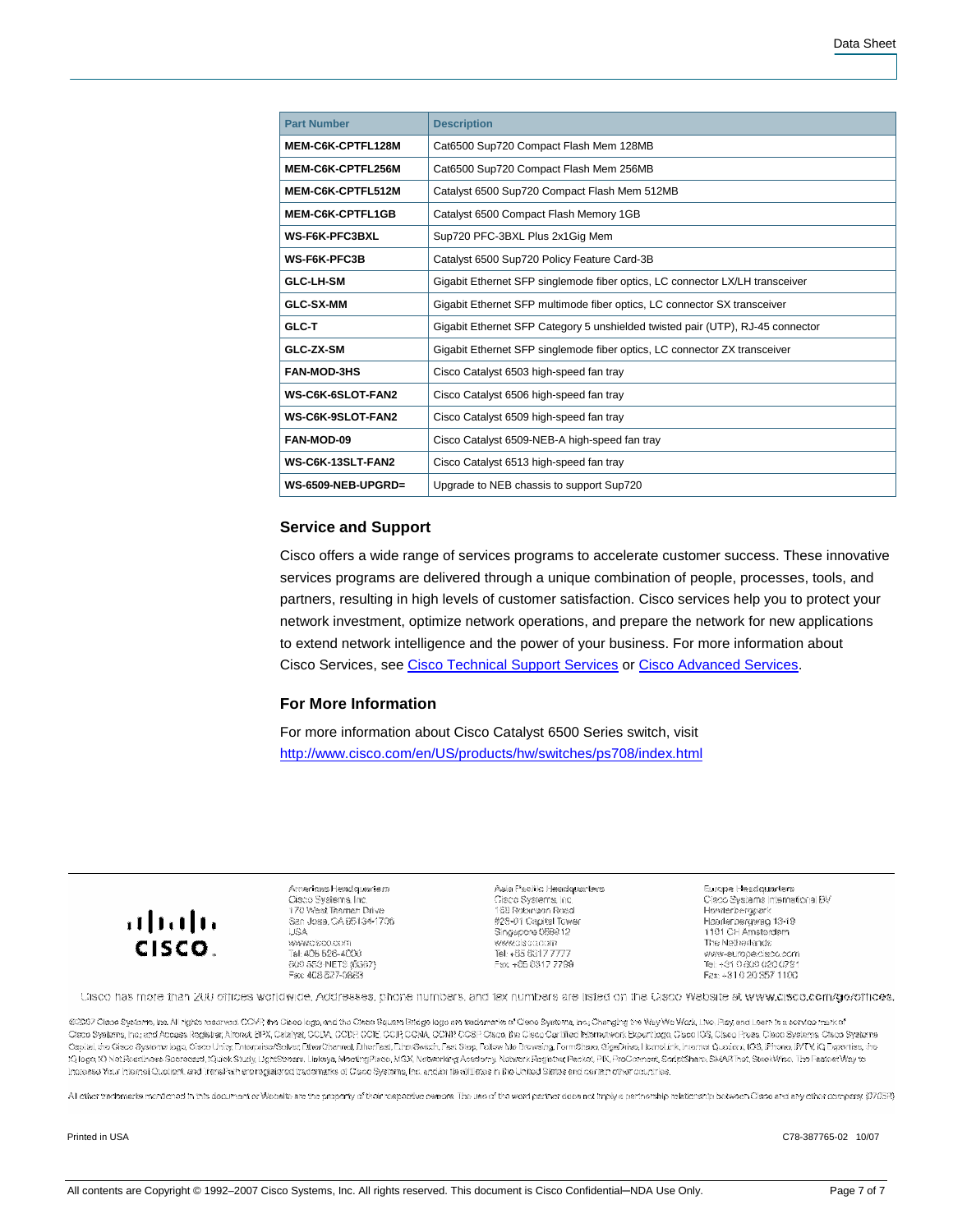| Part Number | Description |
|---|---|
| MEM-C6K-CPTFL128M | Cat6500 Sup720 Compact Flash Mem 128MB |
| MEM-C6K-CPTFL256M | Cat6500 Sup720 Compact Flash Mem 256MB |
| MEM-C6K-CPTFL512M | Catalyst 6500 Sup720 Compact Flash Mem 512MB |
| MEM-C6K-CPTFL1GB | Catalyst 6500 Compact Flash Memory 1GB |
| WS-F6K-PFC3BXL | Sup720 PFC-3BXL Plus 2x1Gig Mem |
| WS-F6K-PFC3B | Catalyst 6500 Sup720 Policy Feature Card-3B |
| GLC-LH-SM | Gigabit Ethernet SFP singlemode fiber optics, LC connector LX/LH transceiver |
| GLC-SX-MM | Gigabit Ethernet SFP multimode fiber optics, LC connector SX transceiver |
| GLC-T | Gigabit Ethernet SFP Category 5 unshielded twisted pair (UTP), RJ-45 connector |
| GLC-ZX-SM | Gigabit Ethernet SFP singlemode fiber optics, LC connector ZX transceiver |
| FAN-MOD-3HS | Cisco Catalyst 6503 high-speed fan tray |
| WS-C6K-6SLOT-FAN2 | Cisco Catalyst 6506 high-speed fan tray |
| WS-C6K-9SLOT-FAN2 | Cisco Catalyst 6509 high-speed fan tray |
| FAN-MOD-09 | Cisco Catalyst 6509-NEB-A high-speed fan tray |
| WS-C6K-13SLT-FAN2 | Cisco Catalyst 6513 high-speed fan tray |
| WS-6509-NEB-UPGRD= | Upgrade to NEB chassis to support Sup720 |

### Service and Support

Cisco offers a wide range of services programs to accelerate customer success. These innovative services programs are delivered through a unique combination of people, processes, tools, and partners, resulting in high levels of customer satisfaction. Cisco services help you to protect your network investment, optimize network operations, and prepare the network for new applications to extend network intelligence and the power of your business. For more information about Cisco Services, see Cisco Technical Support Services or Cisco Advanced Services.

### For More Information

For more information about Cisco Catalyst 6500 Series switch, visit http://www.cisco.com/en/US/products/hw/switches/ps708/index.html

Americas Headquarters
Cisco Systems, Inc.
170 West Tasman Drive
San Jose, CA 95134-1706
USA
www.cisco.com
Tel: 408 526-4000
800 553-NETS (6387)
Fax: 408 527-0883

Asia Pacific Headquarters
Cisco Systems, Inc.
168 Robinson Road
#28-01 Capital Tower
Singapore 068912
www.cisco.com
Tel: +65 6317 7777
Fax: +65 6317 7799

Europe Headquarters
Cisco Systems International BV
Haarlerbergpark
Haarlerbergweg 13-19
1101 CH Amsterdam
The Netherlands
www-europe.cisco.com
Tel: +31 0 800 020 0791
Fax: +31 0 20 357 1100

Cisco has more than 200 offices worldwide. Addresses, phone numbers, and fax numbers are listed on the Cisco Website at www.cisco.com/go/offices.

©2007 Cisco Systems, Inc. All rights reserved. CCVP, the Cisco logo, and the Cisco Square Bridge logo are trademarks of Cisco Systems, Inc.; Changing the Way We Work, Live, Play, and Learn is a service mark of Cisco Systems, Inc.; and Access Registrar, Aironet, BPX, Catalyst, CCDA, CCDP, CCIE, CCIP, CCNA, CCNP, CCSP, Cisco, the Cisco Certified Internetwork Expert logo, Cisco IOS, Cisco Press, Cisco Systems, Cisco Systems Capital, the Cisco Systems logo, Cisco Unity, Enterprise/Solver, EtherChannel, EtherFast, EtherSwitch, Fast Step, Follow Me Browsing, FormShare, GigaDrive, HomeLink, Internet Quotient, IOS, iPhone, IP/TV, iQ Expertise, the iQ logo, iQ Net Readiness Scorecard, iQuick Study, LightStream, Linksys, MeetingPlace, MGX, Networking Academy, Network Registrar, Packet, PIX, ProConnect, ScriptShare, SMARTnet, StackWise, The Fastest Way to Increase Your Internet Quotient, and TransPath are registered trademarks of Cisco Systems, Inc. and/or its affiliates in the United States and certain other countries.

All other trademarks mentioned in this document or Website are the property of their respective owners. The use of the word partner does not imply a partnership relationship between Cisco and any other company. (0705R)

Printed in USA C78-387765-02 10/07